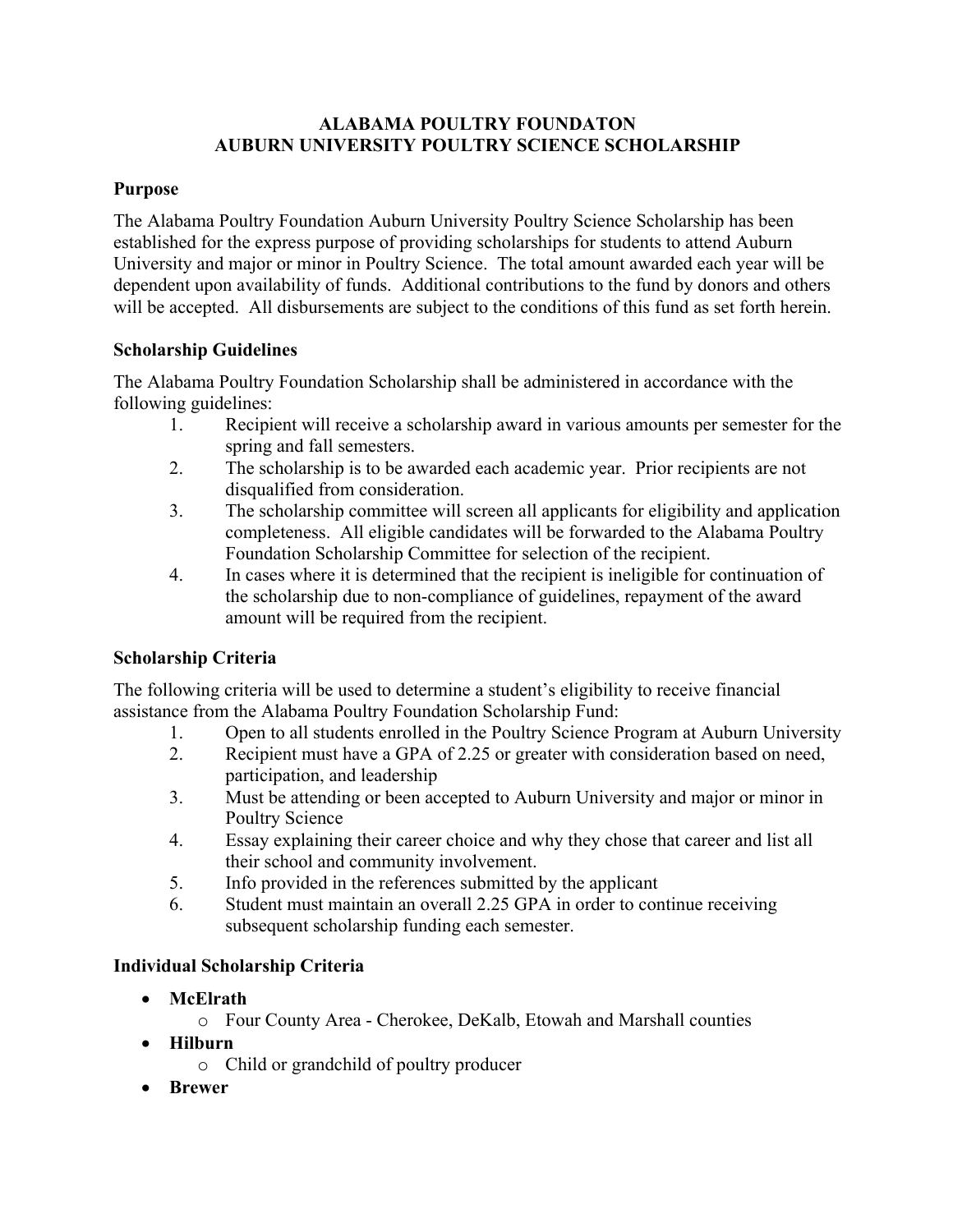# ALABAMA POULTRY FOUNDATON
# AUBURN UNIVERSITY POULTRY SCIENCE SCHOLARSHIP

## Purpose

The Alabama Poultry Foundation Auburn University Poultry Science Scholarship has been established for the express purpose of providing scholarships for students to attend Auburn University and major or minor in Poultry Science. The total amount awarded each year will be dependent upon availability of funds. Additional contributions to the fund by donors and others will be accepted. All disbursements are subject to the conditions of this fund as set forth herein.

## Scholarship Guidelines

The Alabama Poultry Foundation Scholarship shall be administered in accordance with the following guidelines:

1. Recipient will receive a scholarship award in various amounts per semester for the spring and fall semesters.
2. The scholarship is to be awarded each academic year. Prior recipients are not disqualified from consideration.
3. The scholarship committee will screen all applicants for eligibility and application completeness. All eligible candidates will be forwarded to the Alabama Poultry Foundation Scholarship Committee for selection of the recipient.
4. In cases where it is determined that the recipient is ineligible for continuation of the scholarship due to non-compliance of guidelines, repayment of the award amount will be required from the recipient.

## Scholarship Criteria

The following criteria will be used to determine a student's eligibility to receive financial assistance from the Alabama Poultry Foundation Scholarship Fund:

1. Open to all students enrolled in the Poultry Science Program at Auburn University
2. Recipient must have a GPA of 2.25 or greater with consideration based on need, participation, and leadership
3. Must be attending or been accepted to Auburn University and major or minor in Poultry Science
4. Essay explaining their career choice and why they chose that career and list all their school and community involvement.
5. Info provided in the references submitted by the applicant
6. Student must maintain an overall 2.25 GPA in order to continue receiving subsequent scholarship funding each semester.

## Individual Scholarship Criteria

- **McElrath**
  - Four County Area - Cherokee, DeKalb, Etowah and Marshall counties
- **Hilburn**
  - Child or grandchild of poultry producer
- **Brewer**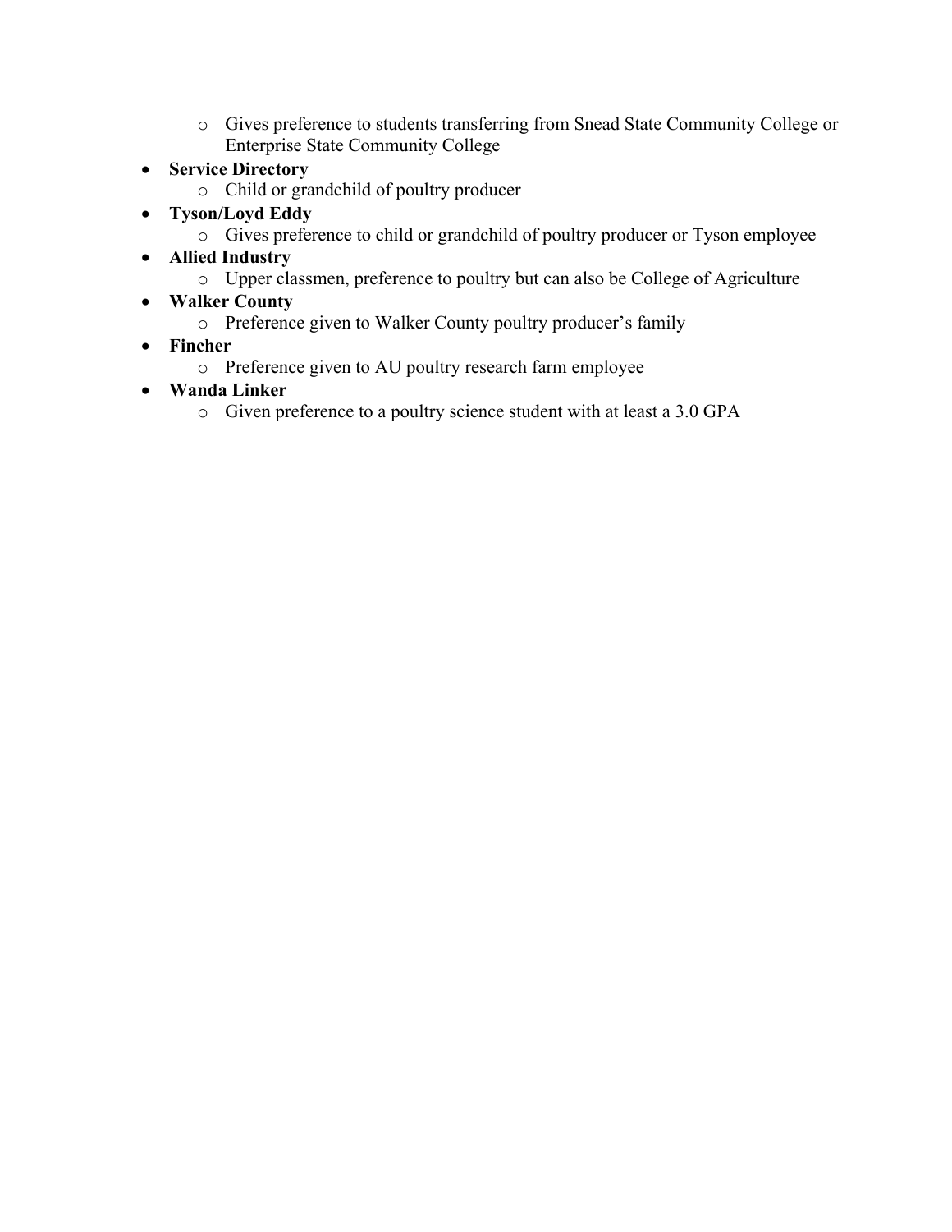- Gives preference to students transferring from Snead State Community College or Enterprise State Community College
- **Service Directory**
    - Child or grandchild of poultry producer
- **Tyson/Loyd Eddy**
    - Gives preference to child or grandchild of poultry producer or Tyson employee
- **Allied Industry**
    - Upper classmen, preference to poultry but can also be College of Agriculture
- **Walker County**
    - Preference given to Walker County poultry producer's family
- **Fincher**
    - Preference given to AU poultry research farm employee
- **Wanda Linker**
    - Given preference to a poultry science student with at least a 3.0 GPA